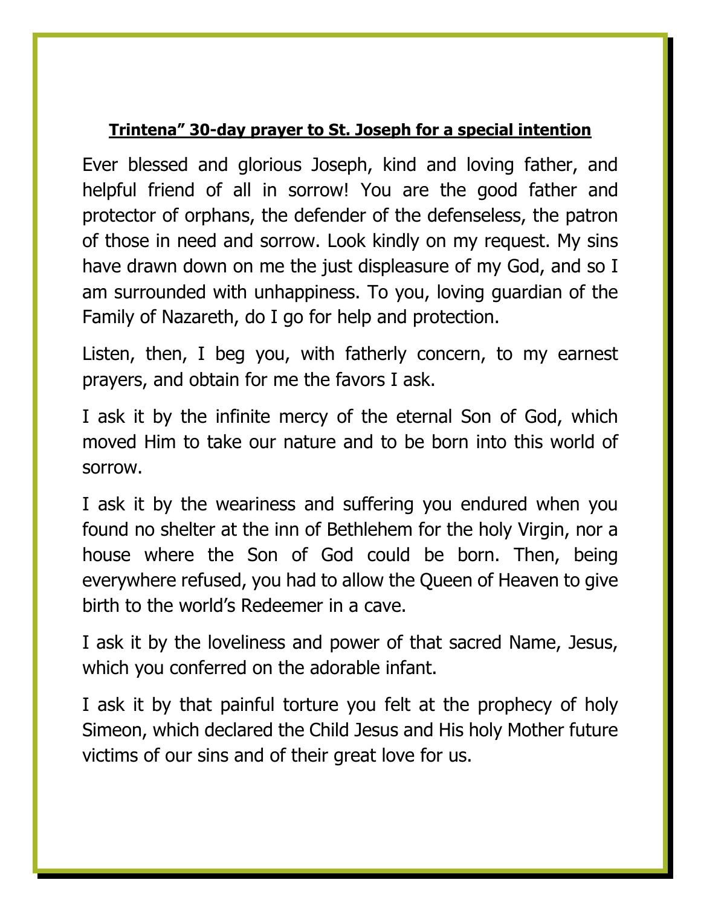**<u>Trintena" 30-day prayer to St. Joseph for a special intention</u>**

Ever blessed and glorious Joseph, kind and loving father, and helpful friend of all in sorrow! You are the good father and protector of orphans, the defender of the defenseless, the patron of those in need and sorrow. Look kindly on my request. My sins have drawn down on me the just displeasure of my God, and so I am surrounded with unhappiness. To you, loving guardian of the Family of Nazareth, do I go for help and protection.

Listen, then, I beg you, with fatherly concern, to my earnest prayers, and obtain for me the favors I ask.

I ask it by the infinite mercy of the eternal Son of God, which moved Him to take our nature and to be born into this world of sorrow.

I ask it by the weariness and suffering you endured when you found no shelter at the inn of Bethlehem for the holy Virgin, nor a house where the Son of God could be born. Then, being everywhere refused, you had to allow the Queen of Heaven to give birth to the world's Redeemer in a cave.

I ask it by the loveliness and power of that sacred Name, Jesus, which you conferred on the adorable infant.

I ask it by that painful torture you felt at the prophecy of holy Simeon, which declared the Child Jesus and His holy Mother future victims of our sins and of their great love for us.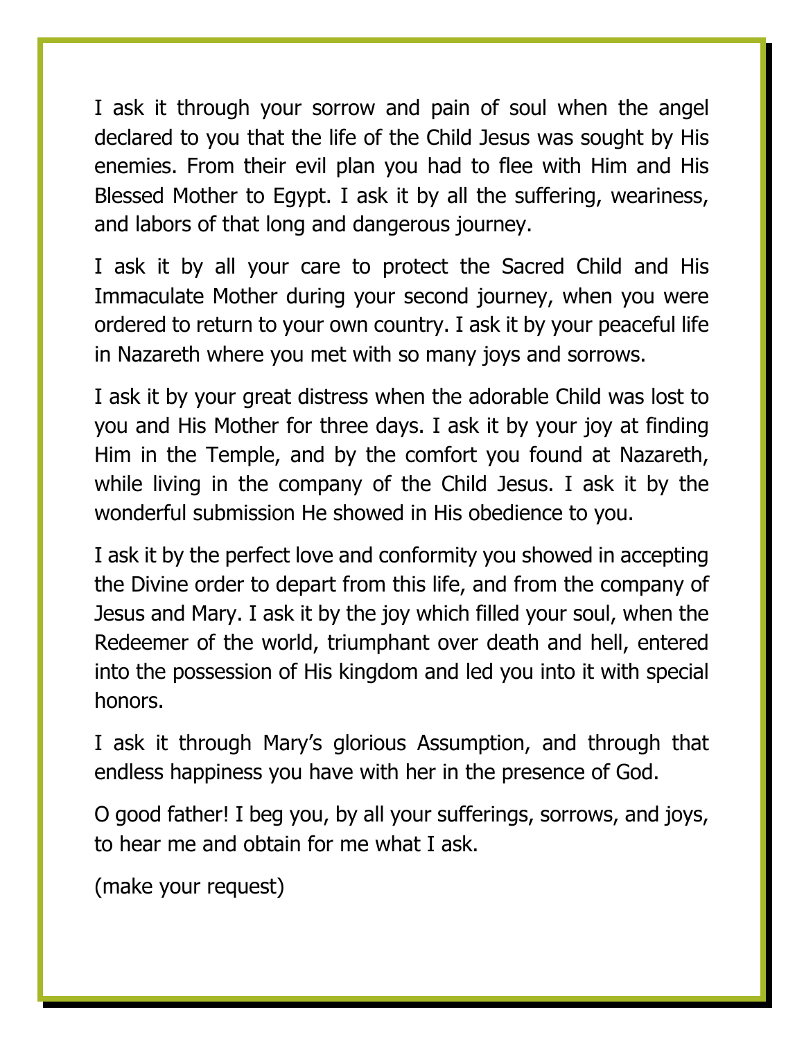I ask it through your sorrow and pain of soul when the angel declared to you that the life of the Child Jesus was sought by His enemies. From their evil plan you had to flee with Him and His Blessed Mother to Egypt. I ask it by all the suffering, weariness, and labors of that long and dangerous journey.

I ask it by all your care to protect the Sacred Child and His Immaculate Mother during your second journey, when you were ordered to return to your own country. I ask it by your peaceful life in Nazareth where you met with so many joys and sorrows.

I ask it by your great distress when the adorable Child was lost to you and His Mother for three days. I ask it by your joy at finding Him in the Temple, and by the comfort you found at Nazareth, while living in the company of the Child Jesus. I ask it by the wonderful submission He showed in His obedience to you.

I ask it by the perfect love and conformity you showed in accepting the Divine order to depart from this life, and from the company of Jesus and Mary. I ask it by the joy which filled your soul, when the Redeemer of the world, triumphant over death and hell, entered into the possession of His kingdom and led you into it with special honors.

I ask it through Mary's glorious Assumption, and through that endless happiness you have with her in the presence of God.

O good father! I beg you, by all your sufferings, sorrows, and joys, to hear me and obtain for me what I ask.

(make your request)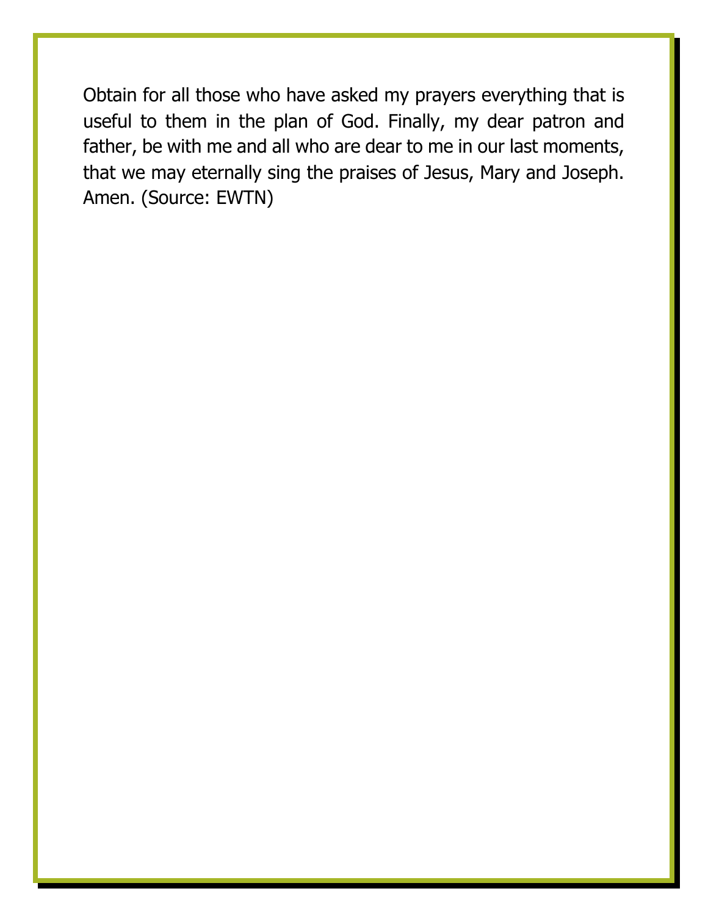Obtain for all those who have asked my prayers everything that is useful to them in the plan of God. Finally, my dear patron and father, be with me and all who are dear to me in our last moments, that we may eternally sing the praises of Jesus, Mary and Joseph. Amen. (Source: EWTN)